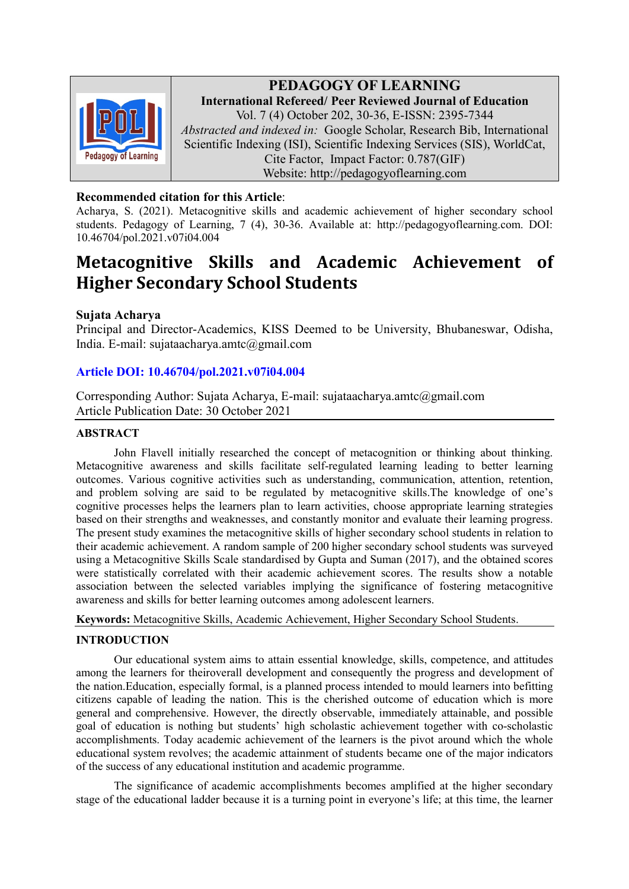PEDAGOGY OF LEARNING

International Refereed/ Peer Reviewed Journal of Education

Vol. 7 (4) October 202, 30-36, E-ISSN: 2395-7344

*Abstracted and indexed in:* Google Scholar, Research Bib, International Scientific Indexing (ISI), Scientific Indexing Services (SIS), WorldCat, Cite Factor, Impact Factor: 0.787(GIF)

Website: http://pedagogyoflearning.com

**Recommended citation for this Article**:

Acharya, S. (2021). Metacognitive skills and academic achievement of higher secondary school students. Pedagogy of Learning, 7 (4), 30-36. Available at: http://pedagogyoflearning.com. DOI: 10.46704/pol.2021.v07i04.004

# Metacognitive Skills and Academic Achievement of Higher Secondary School Students

**Sujata Acharya**

Principal and Director-Academics, KISS Deemed to be University, Bhubaneswar, Odisha, India. E-mail: sujataacharya.amtc@gmail.com

**Article DOI: 10.46704/pol.2021.v07i04.004**

Corresponding Author: Sujata Acharya, E-mail: sujataacharya.amtc@gmail.com
Article Publication Date: 30 October 2021

## ABSTRACT

John Flavell initially researched the concept of metacognition or thinking about thinking. Metacognitive awareness and skills facilitate self-regulated learning leading to better learning outcomes. Various cognitive activities such as understanding, communication, attention, retention, and problem solving are said to be regulated by metacognitive skills.The knowledge of one's cognitive processes helps the learners plan to learn activities, choose appropriate learning strategies based on their strengths and weaknesses, and constantly monitor and evaluate their learning progress. The present study examines the metacognitive skills of higher secondary school students in relation to their academic achievement. A random sample of 200 higher secondary school students was surveyed using a Metacognitive Skills Scale standardised by Gupta and Suman (2017), and the obtained scores were statistically correlated with their academic achievement scores. The results show a notable association between the selected variables implying the significance of fostering metacognitive awareness and skills for better learning outcomes among adolescent learners.

**Keywords:** Metacognitive Skills, Academic Achievement, Higher Secondary School Students.

## INTRODUCTION

Our educational system aims to attain essential knowledge, skills, competence, and attitudes among the learners for theiroverall development and consequently the progress and development of the nation.Education, especially formal, is a planned process intended to mould learners into befitting citizens capable of leading the nation. This is the cherished outcome of education which is more general and comprehensive. However, the directly observable, immediately attainable, and possible goal of education is nothing but students' high scholastic achievement together with co-scholastic accomplishments. Today academic achievement of the learners is the pivot around which the whole educational system revolves; the academic attainment of students became one of the major indicators of the success of any educational institution and academic programme.

The significance of academic accomplishments becomes amplified at the higher secondary stage of the educational ladder because it is a turning point in everyone's life; at this time, the learner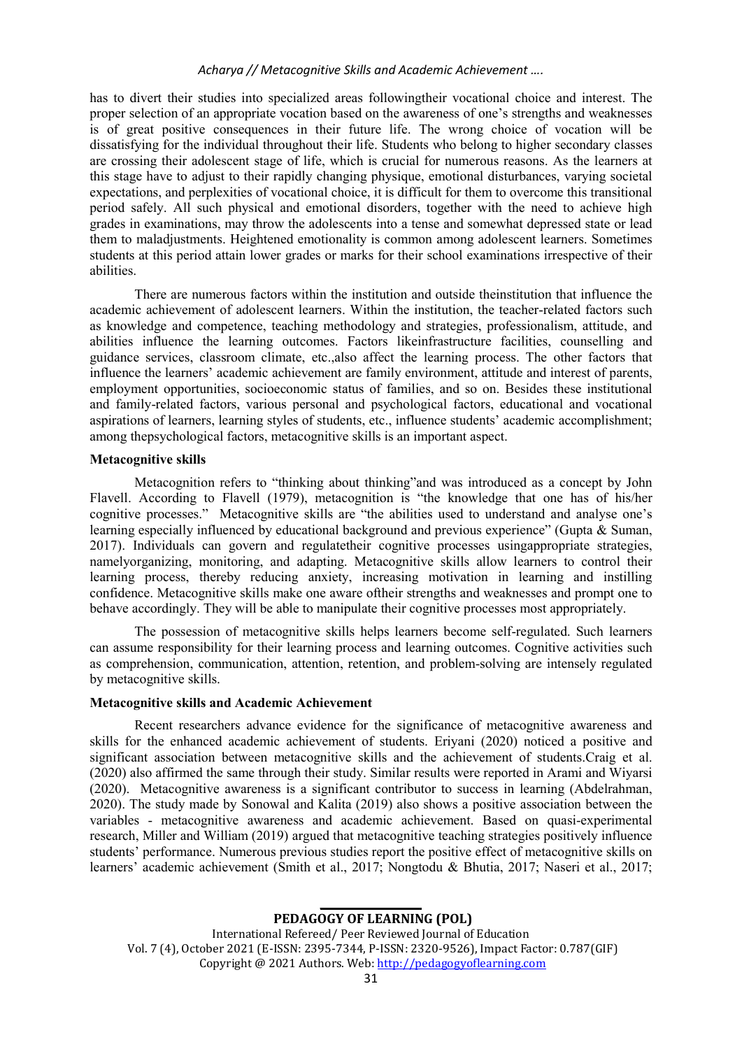has to divert their studies into specialized areas followingtheir vocational choice and interest. The proper selection of an appropriate vocation based on the awareness of one's strengths and weaknesses is of great positive consequences in their future life. The wrong choice of vocation will be dissatisfying for the individual throughout their life. Students who belong to higher secondary classes are crossing their adolescent stage of life, which is crucial for numerous reasons. As the learners at this stage have to adjust to their rapidly changing physique, emotional disturbances, varying societal expectations, and perplexities of vocational choice, it is difficult for them to overcome this transitional period safely. All such physical and emotional disorders, together with the need to achieve high grades in examinations, may throw the adolescents into a tense and somewhat depressed state or lead them to maladjustments. Heightened emotionality is common among adolescent learners. Sometimes students at this period attain lower grades or marks for their school examinations irrespective of their abilities.

There are numerous factors within the institution and outside theinstitution that influence the academic achievement of adolescent learners. Within the institution, the teacher-related factors such as knowledge and competence, teaching methodology and strategies, professionalism, attitude, and abilities influence the learning outcomes. Factors likeinfrastructure facilities, counselling and guidance services, classroom climate, etc.,also affect the learning process. The other factors that influence the learners' academic achievement are family environment, attitude and interest of parents, employment opportunities, socioeconomic status of families, and so on. Besides these institutional and family-related factors, various personal and psychological factors, educational and vocational aspirations of learners, learning styles of students, etc., influence students' academic accomplishment; among thepsychological factors, metacognitive skills is an important aspect.

**Metacognitive skills**

Metacognition refers to "thinking about thinking"and was introduced as a concept by John Flavell. According to Flavell (1979), metacognition is "the knowledge that one has of his/her cognitive processes." Metacognitive skills are "the abilities used to understand and analyse one's learning especially influenced by educational background and previous experience" (Gupta & Suman, 2017). Individuals can govern and regulatetheir cognitive processes usingappropriate strategies, namelyorganizing, monitoring, and adapting. Metacognitive skills allow learners to control their learning process, thereby reducing anxiety, increasing motivation in learning and instilling confidence. Metacognitive skills make one aware oftheir strengths and weaknesses and prompt one to behave accordingly. They will be able to manipulate their cognitive processes most appropriately.

The possession of metacognitive skills helps learners become self-regulated. Such learners can assume responsibility for their learning process and learning outcomes. Cognitive activities such as comprehension, communication, attention, retention, and problem-solving are intensely regulated by metacognitive skills.

**Metacognitive skills and Academic Achievement**

Recent researchers advance evidence for the significance of metacognitive awareness and skills for the enhanced academic achievement of students. Eriyani (2020) noticed a positive and significant association between metacognitive skills and the achievement of students.Craig et al. (2020) also affirmed the same through their study. Similar results were reported in Arami and Wiyarsi (2020). Metacognitive awareness is a significant contributor to success in learning (Abdelrahman, 2020). The study made by Sonowal and Kalita (2019) also shows a positive association between the variables - metacognitive awareness and academic achievement. Based on quasi-experimental research, Miller and William (2019) argued that metacognitive teaching strategies positively influence students' performance. Numerous previous studies report the positive effect of metacognitive skills on learners' academic achievement (Smith et al., 2017; Nongtodu & Bhutia, 2017; Naseri et al., 2017;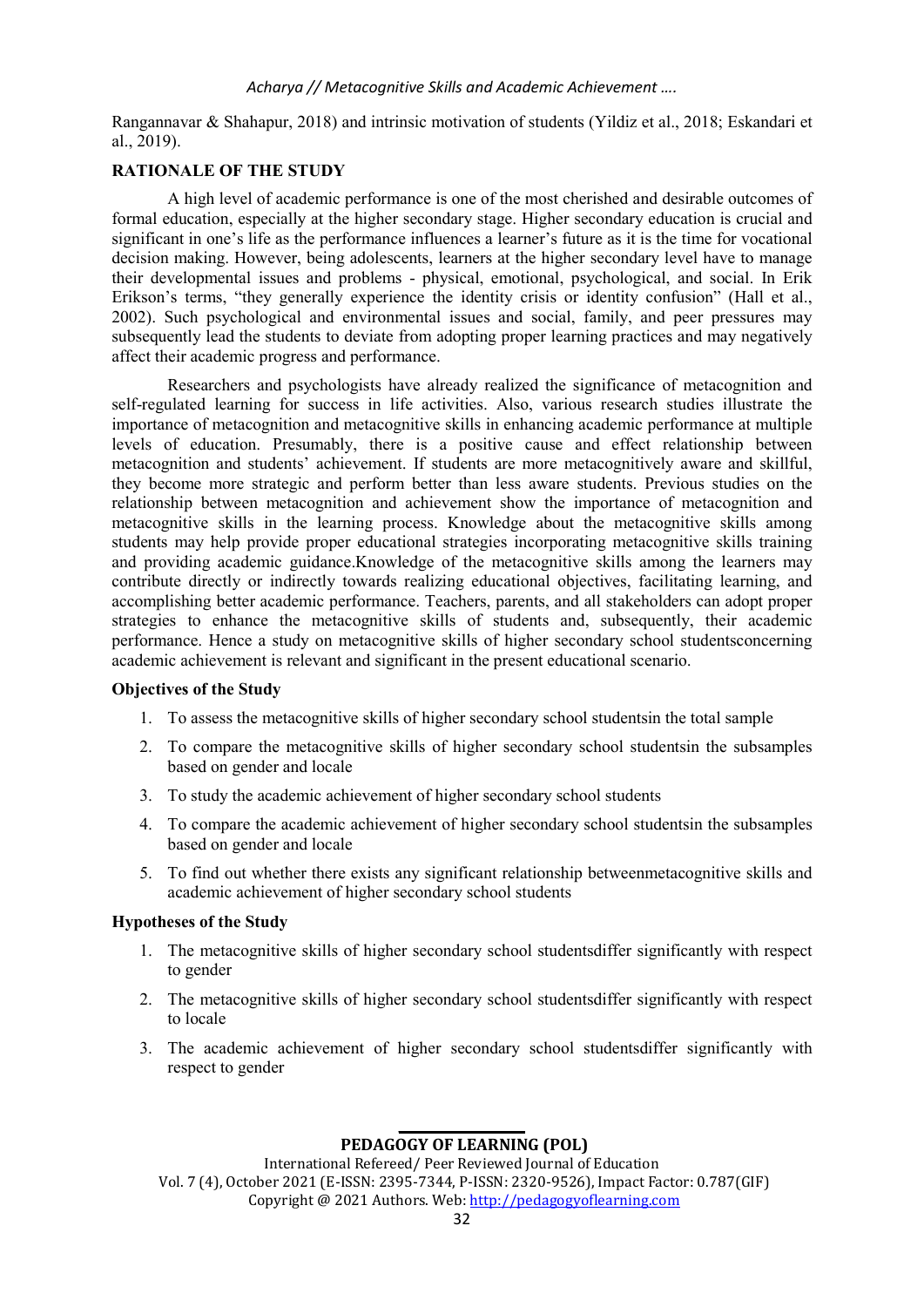Rangannavar & Shahapur, 2018) and intrinsic motivation of students (Yildiz et al., 2018; Eskandari et al., 2019).

## RATIONALE OF THE STUDY

A high level of academic performance is one of the most cherished and desirable outcomes of formal education, especially at the higher secondary stage. Higher secondary education is crucial and significant in one's life as the performance influences a learner's future as it is the time for vocational decision making. However, being adolescents, learners at the higher secondary level have to manage their developmental issues and problems - physical, emotional, psychological, and social. In Erik Erikson's terms, "they generally experience the identity crisis or identity confusion" (Hall et al., 2002). Such psychological and environmental issues and social, family, and peer pressures may subsequently lead the students to deviate from adopting proper learning practices and may negatively affect their academic progress and performance.

Researchers and psychologists have already realized the significance of metacognition and self-regulated learning for success in life activities. Also, various research studies illustrate the importance of metacognition and metacognitive skills in enhancing academic performance at multiple levels of education. Presumably, there is a positive cause and effect relationship between metacognition and students' achievement. If students are more metacognitively aware and skillful, they become more strategic and perform better than less aware students. Previous studies on the relationship between metacognition and achievement show the importance of metacognition and metacognitive skills in the learning process. Knowledge about the metacognitive skills among students may help provide proper educational strategies incorporating metacognitive skills training and providing academic guidance.Knowledge of the metacognitive skills among the learners may contribute directly or indirectly towards realizing educational objectives, facilitating learning, and accomplishing better academic performance. Teachers, parents, and all stakeholders can adopt proper strategies to enhance the metacognitive skills of students and, subsequently, their academic performance. Hence a study on metacognitive skills of higher secondary school studentsconcerning academic achievement is relevant and significant in the present educational scenario.

### Objectives of the Study

1. To assess the metacognitive skills of higher secondary school studentsin the total sample
2. To compare the metacognitive skills of higher secondary school studentsin the subsamples based on gender and locale
3. To study the academic achievement of higher secondary school students
4. To compare the academic achievement of higher secondary school studentsin the subsamples based on gender and locale
5. To find out whether there exists any significant relationship betweenmetacognitive skills and academic achievement of higher secondary school students

### Hypotheses of the Study

1. The metacognitive skills of higher secondary school studentsdiffer significantly with respect to gender
2. The metacognitive skills of higher secondary school studentsdiffer significantly with respect to locale
3. The academic achievement of higher secondary school studentsdiffer significantly with respect to gender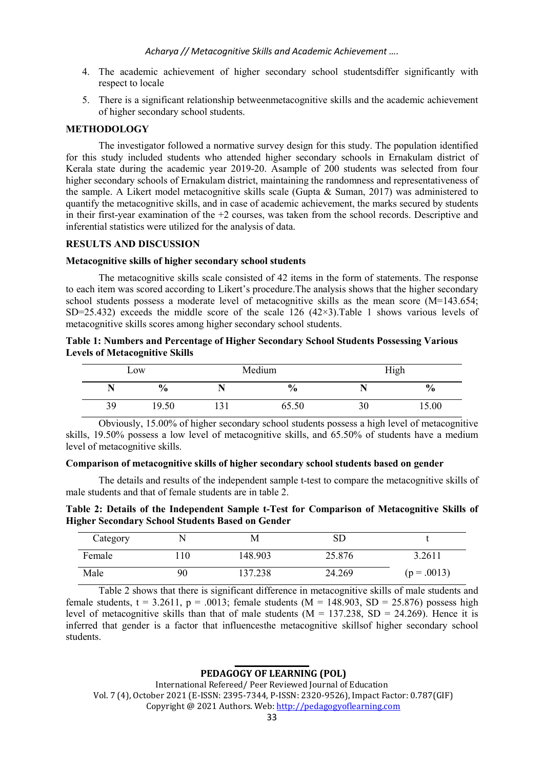4. The academic achievement of higher secondary school studentsdiffer significantly with respect to locale
5. There is a significant relationship betweenmetacognitive skills and the academic achievement of higher secondary school students.

## METHODOLOGY

The investigator followed a normative survey design for this study. The population identified for this study included students who attended higher secondary schools in Ernakulam district of Kerala state during the academic year 2019-20. Asample of 200 students was selected from four higher secondary schools of Ernakulam district, maintaining the randomness and representativeness of the sample. A Likert model metacognitive skills scale (Gupta & Suman, 2017) was administered to quantify the metacognitive skills, and in case of academic achievement, the marks secured by students in their first-year examination of the +2 courses, was taken from the school records. Descriptive and inferential statistics were utilized for the analysis of data.

## RESULTS AND DISCUSSION

### Metacognitive skills of higher secondary school students

The metacognitive skills scale consisted of 42 items in the form of statements. The response to each item was scored according to Likert's procedure.The analysis shows that the higher secondary school students possess a moderate level of metacognitive skills as the mean score (M=143.654; SD=25.432) exceeds the middle score of the scale 126 (42×3).Table 1 shows various levels of metacognitive skills scores among higher secondary school students.

**Table 1: Numbers and Percentage of Higher Secondary School Students Possessing Various Levels of Metacognitive Skills**

| Low | | Medium | | High | |
|---|---|---|---|---|---|
| **N** | **%** | **N** | **%** | **N** | **%** |
| 39 | 19.50 | 131 | 65.50 | 30 | 15.00 |

Obviously, 15.00% of higher secondary school students possess a high level of metacognitive skills, 19.50% possess a low level of metacognitive skills, and 65.50% of students have a medium level of metacognitive skills.

### Comparison of metacognitive skills of higher secondary school students based on gender

The details and results of the independent sample t-test to compare the metacognitive skills of male students and that of female students are in table 2.

**Table 2: Details of the Independent Sample t-Test for Comparison of Metacognitive Skills of Higher Secondary School Students Based on Gender**

| Category | N | M | SD | t |
|---|---|---|---|---|
| Female | 110 | 148.903 | 25.876 | 3.2611 |
| Male | 90 | 137.238 | 24.269 | (p = .0013) |

Table 2 shows that there is significant difference in metacognitive skills of male students and female students, t = 3.2611, p = .0013; female students (M = 148.903, SD = 25.876) possess high level of metacognitive skills than that of male students (M = 137.238, SD = 24.269). Hence it is inferred that gender is a factor that influencesthe metacognitive skillsof higher secondary school students.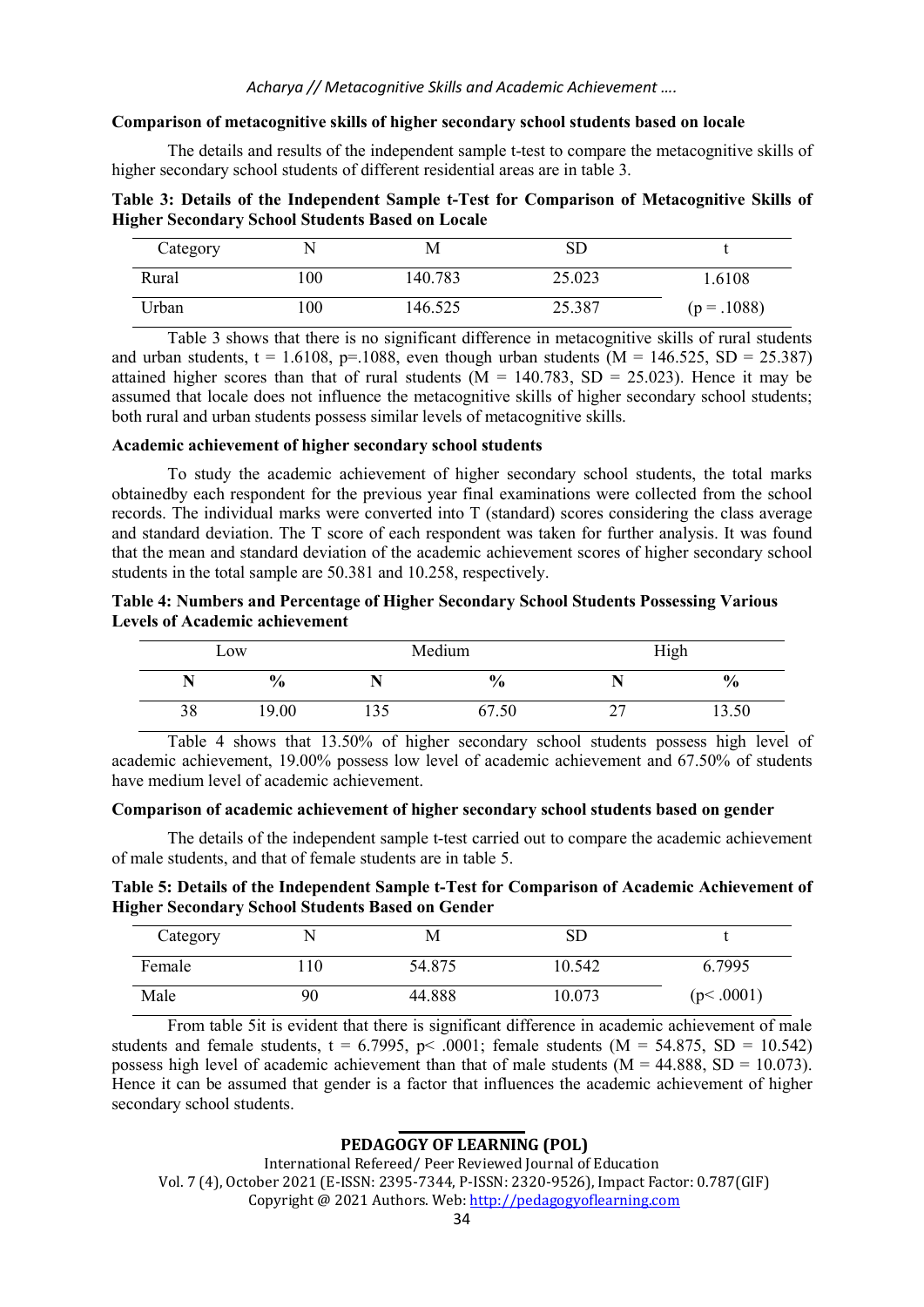**Comparison of metacognitive skills of higher secondary school students based on locale**

The details and results of the independent sample t-test to compare the metacognitive skills of higher secondary school students of different residential areas are in table 3.

**Table 3: Details of the Independent Sample t-Test for Comparison of Metacognitive Skills of Higher Secondary School Students Based on Locale**

| Category | N | M | SD | t |
|---|---|---|---|---|
| Rural | 100 | 140.783 | 25.023 | 1.6108 |
| Urban | 100 | 146.525 | 25.387 | ($p = .1088$) |

Table 3 shows that there is no significant difference in metacognitive skills of rural students and urban students, $t = 1.6108$, $p=.1088$, even though urban students ($M = 146.525$, $SD = 25.387$) attained higher scores than that of rural students ($M = 140.783$, $SD = 25.023$). Hence it may be assumed that locale does not influence the metacognitive skills of higher secondary school students; both rural and urban students possess similar levels of metacognitive skills.

**Academic achievement of higher secondary school students**

To study the academic achievement of higher secondary school students, the total marks obtainedby each respondent for the previous year final examinations were collected from the school records. The individual marks were converted into T (standard) scores considering the class average and standard deviation. The T score of each respondent was taken for further analysis. It was found that the mean and standard deviation of the academic achievement scores of higher secondary school students in the total sample are 50.381 and 10.258, respectively.

**Table 4: Numbers and Percentage of Higher Secondary School Students Possessing Various Levels of Academic achievement**

| Low | | Medium | | High | |
|---|---|---|---|---|---|
| **N** | **%** | **N** | **%** | **N** | **%** |
| 38 | 19.00 | 135 | 67.50 | 27 | 13.50 |

Table 4 shows that 13.50% of higher secondary school students possess high level of academic achievement, 19.00% possess low level of academic achievement and 67.50% of students have medium level of academic achievement.

**Comparison of academic achievement of higher secondary school students based on gender**

The details of the independent sample t-test carried out to compare the academic achievement of male students, and that of female students are in table 5.

**Table 5: Details of the Independent Sample t-Test for Comparison of Academic Achievement of Higher Secondary School Students Based on Gender**

| Category | N | M | SD | t |
|---|---|---|---|---|
| Female | 110 | 54.875 | 10.542 | 6.7995 |
| Male | 90 | 44.888 | 10.073 | ($p< .0001$) |

From table 5it is evident that there is significant difference in academic achievement of male students and female students, $t = 6.7995$, $p< .0001$; female students ($M = 54.875$, $SD = 10.542$) possess high level of academic achievement than that of male students ($M = 44.888$, $SD = 10.073$). Hence it can be assumed that gender is a factor that influences the academic achievement of higher secondary school students.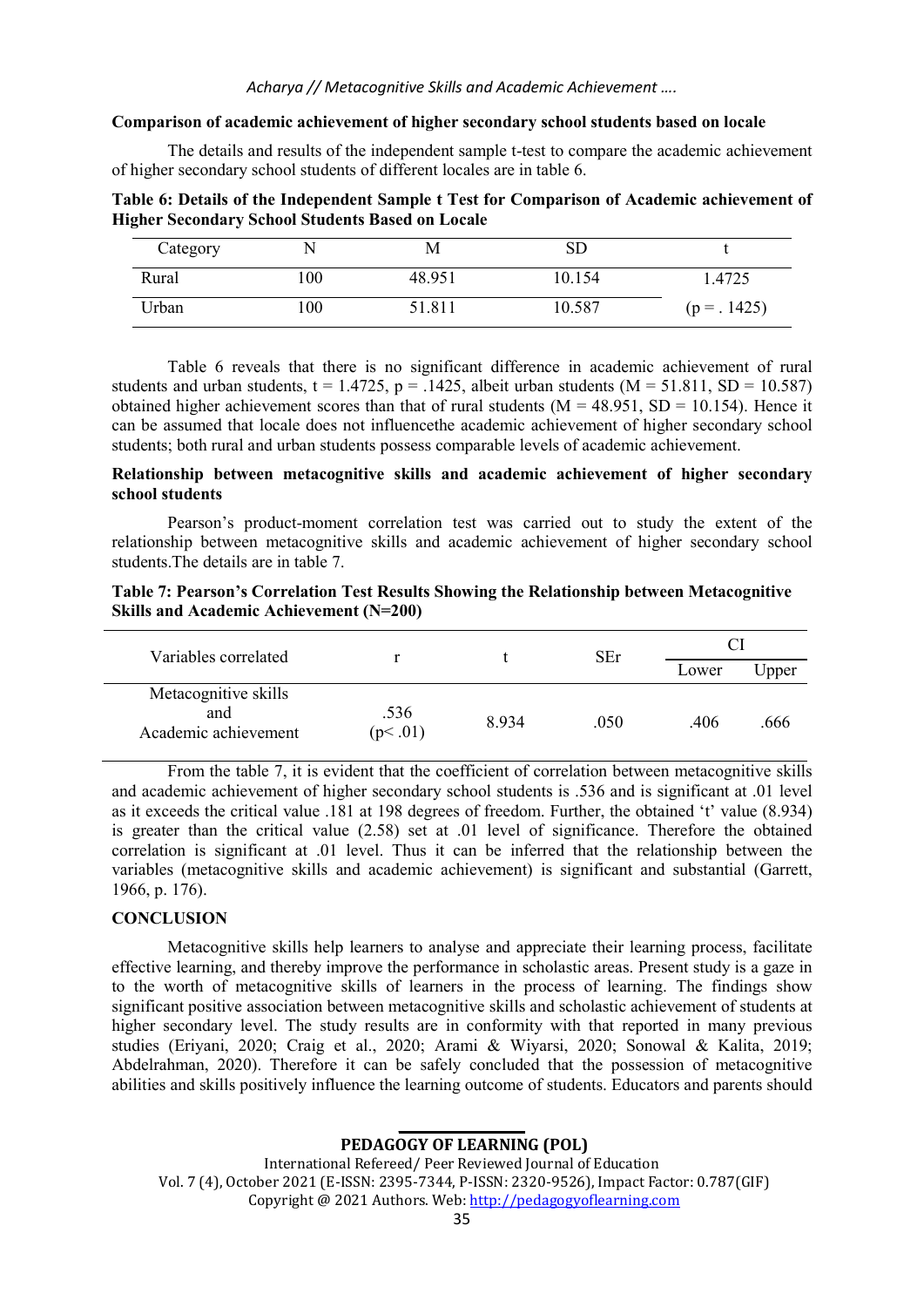**Comparison of academic achievement of higher secondary school students based on locale**

The details and results of the independent sample t-test to compare the academic achievement of higher secondary school students of different locales are in table 6.

**Table 6: Details of the Independent Sample t Test for Comparison of Academic achievement of Higher Secondary School Students Based on Locale**

| Category | N | M | SD | t |
|---|---|---|---|---|
| Rural | 100 | 48.951 | 10.154 | 1.4725 |
| Urban | 100 | 51.811 | 10.587 | (p = . 1425) |

Table 6 reveals that there is no significant difference in academic achievement of rural students and urban students, t = 1.4725, p = .1425, albeit urban students (M = 51.811, SD = 10.587) obtained higher achievement scores than that of rural students (M = 48.951, SD = 10.154). Hence it can be assumed that locale does not influencethe academic achievement of higher secondary school students; both rural and urban students possess comparable levels of academic achievement.

**Relationship between metacognitive skills and academic achievement of higher secondary school students**

Pearson's product-moment correlation test was carried out to study the extent of the relationship between metacognitive skills and academic achievement of higher secondary school students.The details are in table 7.

**Table 7: Pearson's Correlation Test Results Showing the Relationship between Metacognitive Skills and Academic Achievement (N=200)**

| Variables correlated | r | t | SEr | CI | |
|---|---|---|---|---|---|
| | | | | Lower | Upper |
| Metacognitive skills and Academic achievement | .536 (p< .01) | 8.934 | .050 | .406 | .666 |

From the table 7, it is evident that the coefficient of correlation between metacognitive skills and academic achievement of higher secondary school students is .536 and is significant at .01 level as it exceeds the critical value .181 at 198 degrees of freedom. Further, the obtained 't' value (8.934) is greater than the critical value (2.58) set at .01 level of significance. Therefore the obtained correlation is significant at .01 level. Thus it can be inferred that the relationship between the variables (metacognitive skills and academic achievement) is significant and substantial (Garrett, 1966, p. 176).

## CONCLUSION

Metacognitive skills help learners to analyse and appreciate their learning process, facilitate effective learning, and thereby improve the performance in scholastic areas. Present study is a gaze in to the worth of metacognitive skills of learners in the process of learning. The findings show significant positive association between metacognitive skills and scholastic achievement of students at higher secondary level. The study results are in conformity with that reported in many previous studies (Eriyani, 2020; Craig et al., 2020; Arami & Wiyarsi, 2020; Sonowal & Kalita, 2019; Abdelrahman, 2020). Therefore it can be safely concluded that the possession of metacognitive abilities and skills positively influence the learning outcome of students. Educators and parents should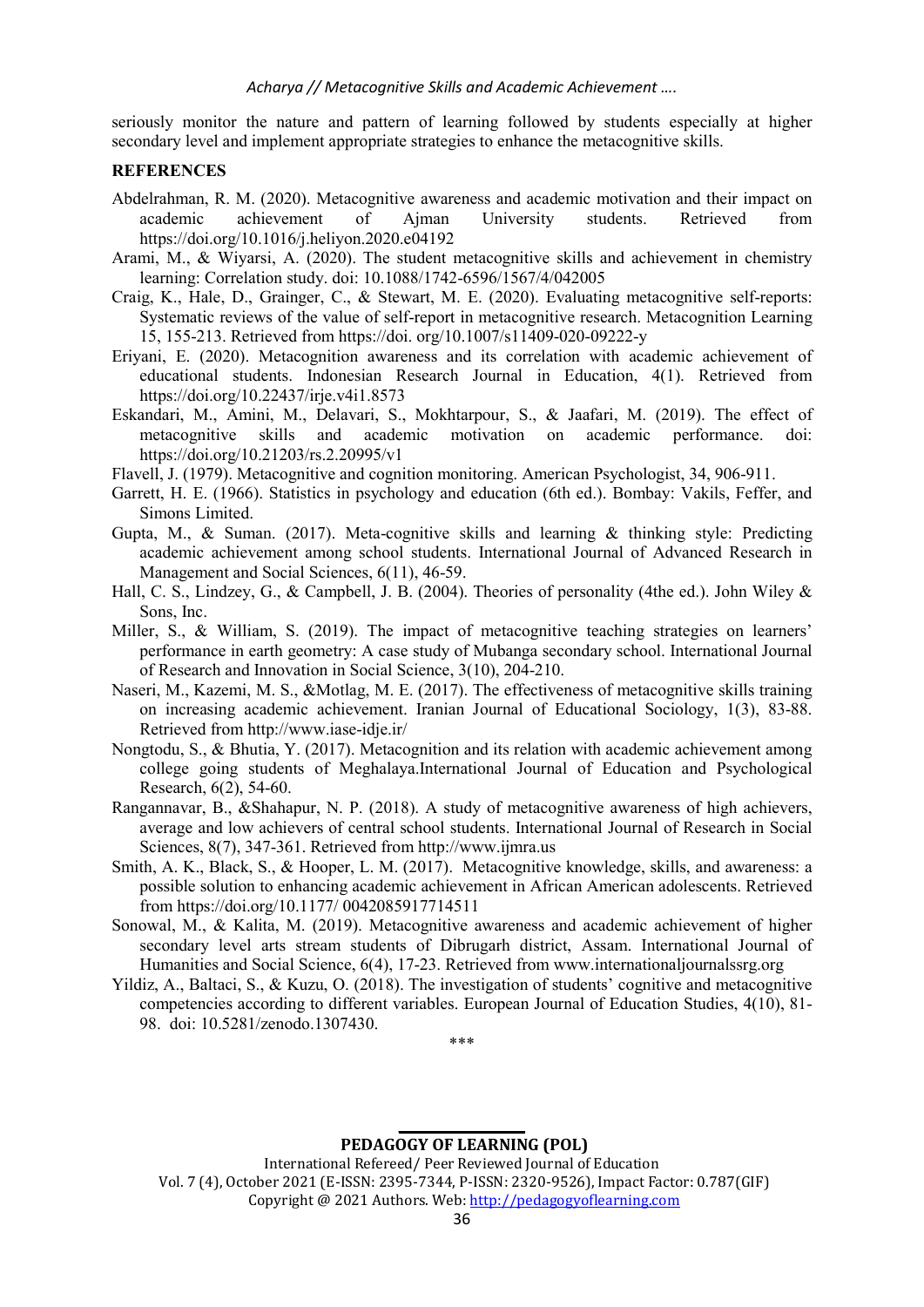seriously monitor the nature and pattern of learning followed by students especially at higher secondary level and implement appropriate strategies to enhance the metacognitive skills.

## REFERENCES

Abdelrahman, R. M. (2020). Metacognitive awareness and academic motivation and their impact on academic achievement of Ajman University students. Retrieved from https://doi.org/10.1016/j.heliyon.2020.e04192

Arami, M., & Wiyarsi, A. (2020). The student metacognitive skills and achievement in chemistry learning: Correlation study. doi: 10.1088/1742-6596/1567/4/042005

Craig, K., Hale, D., Grainger, C., & Stewart, M. E. (2020). Evaluating metacognitive self-reports: Systematic reviews of the value of self-report in metacognitive research. Metacognition Learning 15, 155-213. Retrieved from https://doi. org/10.1007/s11409-020-09222-y

Eriyani, E. (2020). Metacognition awareness and its correlation with academic achievement of educational students. Indonesian Research Journal in Education, 4(1). Retrieved from https://doi.org/10.22437/irje.v4i1.8573

Eskandari, M., Amini, M., Delavari, S., Mokhtarpour, S., & Jaafari, M. (2019). The effect of metacognitive skills and academic motivation on academic performance. doi: https://doi.org/10.21203/rs.2.20995/v1

Flavell, J. (1979). Metacognitive and cognition monitoring. American Psychologist, 34, 906-911.

Garrett, H. E. (1966). Statistics in psychology and education (6th ed.). Bombay: Vakils, Feffer, and Simons Limited.

Gupta, M., & Suman. (2017). Meta-cognitive skills and learning & thinking style: Predicting academic achievement among school students. International Journal of Advanced Research in Management and Social Sciences, 6(11), 46-59.

Hall, C. S., Lindzey, G., & Campbell, J. B. (2004). Theories of personality (4the ed.). John Wiley & Sons, Inc.

Miller, S., & William, S. (2019). The impact of metacognitive teaching strategies on learners' performance in earth geometry: A case study of Mubanga secondary school. International Journal of Research and Innovation in Social Science, 3(10), 204-210.

Naseri, M., Kazemi, M. S., &Motlag, M. E. (2017). The effectiveness of metacognitive skills training on increasing academic achievement. Iranian Journal of Educational Sociology, 1(3), 83-88. Retrieved from http://www.iase-idje.ir/

Nongtodu, S., & Bhutia, Y. (2017). Metacognition and its relation with academic achievement among college going students of Meghalaya.International Journal of Education and Psychological Research, 6(2), 54-60.

Rangannavar, B., &Shahapur, N. P. (2018). A study of metacognitive awareness of high achievers, average and low achievers of central school students. International Journal of Research in Social Sciences, 8(7), 347-361. Retrieved from http://www.ijmra.us

Smith, A. K., Black, S., & Hooper, L. M. (2017). Metacognitive knowledge, skills, and awareness: a possible solution to enhancing academic achievement in African American adolescents. Retrieved from https://doi.org/10.1177/ 0042085917714511

Sonowal, M., & Kalita, M. (2019). Metacognitive awareness and academic achievement of higher secondary level arts stream students of Dibrugarh district, Assam. International Journal of Humanities and Social Science, 6(4), 17-23. Retrieved from www.internationaljournalssrg.org

Yildiz, A., Baltaci, S., & Kuzu, O. (2018). The investigation of students' cognitive and metacognitive competencies according to different variables. European Journal of Education Studies, 4(10), 81-98. doi: 10.5281/zenodo.1307430.

***